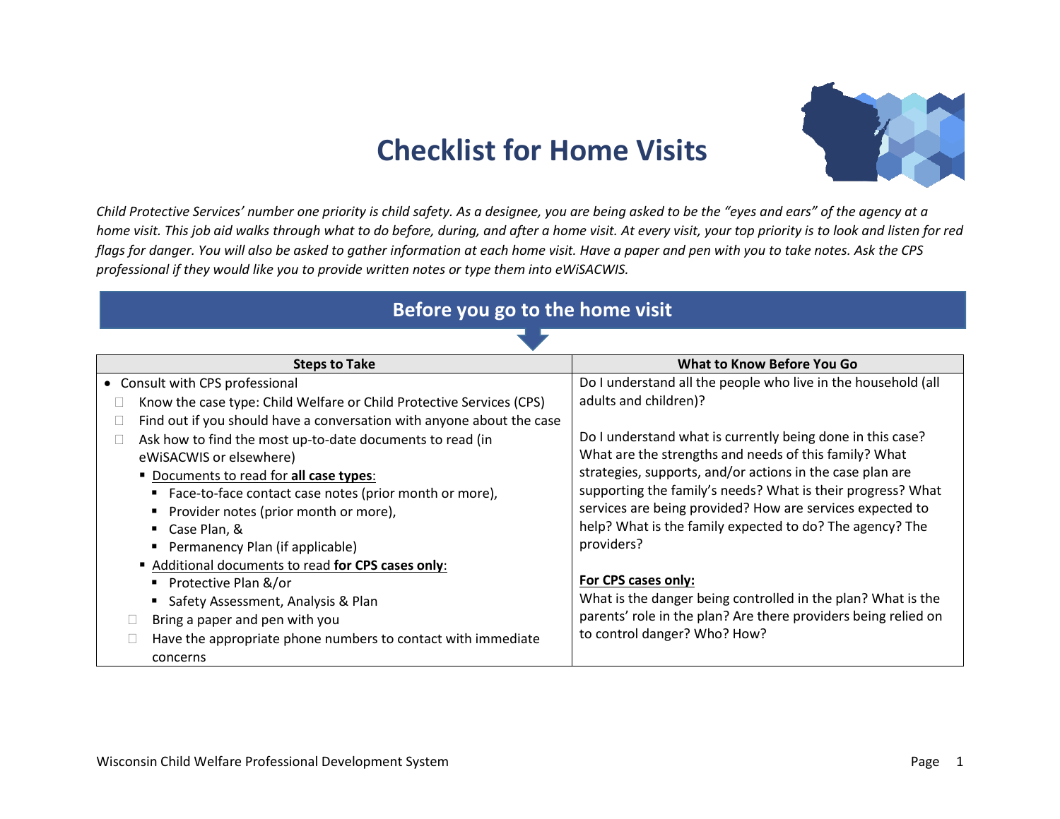# Checklist for Home Visits

*Child Protective Services' number one priority is child safety. As a designee, you are being asked to be the "eyes and ears" of the agency at a home visit. This job aid walks through what to do before, during, and after a home visit. At every visit, your top priority is to look and listen for red flags for danger. You will also be asked to gather information at each home visit. Have a paper and pen with you to take notes. Ask the CPS professional if they would like you to provide written notes or type them into eWiSACWIS.*

## Before you go to the home visit

| Steps to Take | What to Know Before You Go |
| --- | --- |
| • Consult with CPS professional<br>☐ Know the case type: Child Welfare or Child Protective Services (CPS)<br>☐ Find out if you should have a conversation with anyone about the case<br>☐ Ask how to find the most up-to-date documents to read (in eWiSACWIS or elsewhere)<br>▪ <u>Documents to read for **all case types**</u>:<br>▪ Face-to-face contact case notes (prior month or more),<br>▪ Provider notes (prior month or more),<br>▪ Case Plan, &<br>▪ Permanency Plan (if applicable)<br>▪ <u>Additional documents to read **for CPS cases only**</u>:<br>▪ Protective Plan &/or<br>▪ Safety Assessment, Analysis & Plan<br>☐ Bring a paper and pen with you<br>☐ Have the appropriate phone numbers to contact with immediate concerns | Do I understand all the people who live in the household (all adults and children)?<br><br>Do I understand what is currently being done in this case? What are the strengths and needs of this family? What strategies, supports, and/or actions in the case plan are supporting the family's needs? What is their progress? What services are being provided? How are services expected to help? What is the family expected to do? The agency? The providers?<br><br>**<u>For CPS cases only:</u>**<br>What is the danger being controlled in the plan? What is the parents' role in the plan? Are there providers being relied on to control danger? Who? How? |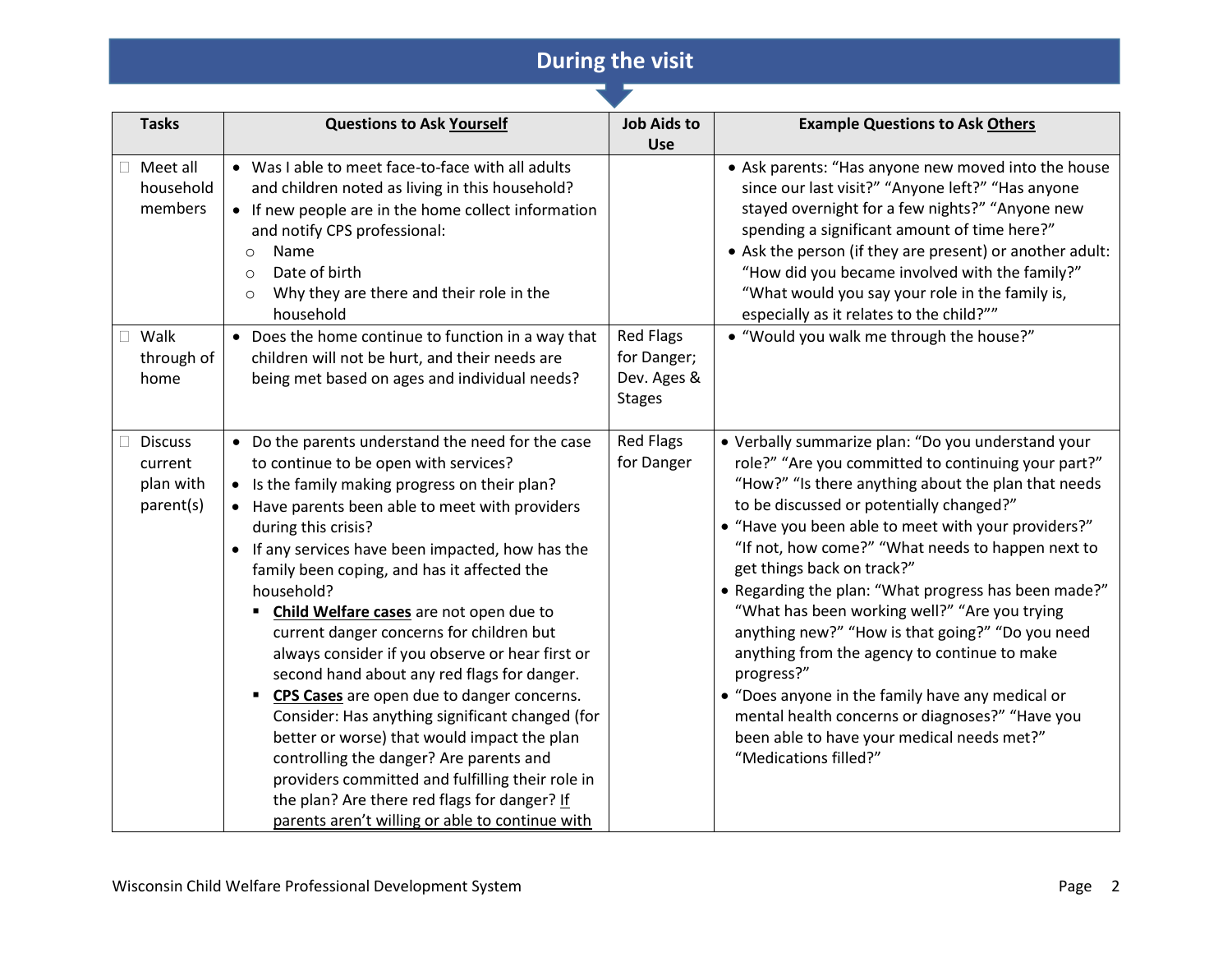## During the visit

| Tasks | Questions to Ask <u>Yourself</u> | Job Aids to Use | Example Questions to Ask <u>Others</u> |
|---|---|---|---|
| ☐ Meet all household members | • Was I able to meet face-to-face with all adults and children noted as living in this household?<br>• If new people are in the home collect information and notify CPS professional:<br>○ Name<br>○ Date of birth<br>○ Why they are there and their role in the household | | • Ask parents: "Has anyone new moved into the house since our last visit?" "Anyone left?" "Has anyone stayed overnight for a few nights?" "Anyone new spending a significant amount of time here?"<br>• Ask the person (if they are present) or another adult: "How did you became involved with the family?" "What would you say your role in the family is, especially as it relates to the child?"" |
| ☐ Walk through of home | • Does the home continue to function in a way that children will not be hurt, and their needs are being met based on ages and individual needs? | Red Flags for Danger; Dev. Ages & Stages | • "Would you walk me through the house?" |
| ☐ Discuss current plan with parent(s) | • Do the parents understand the need for the case to continue to be open with services?<br>• Is the family making progress on their plan?<br>• Have parents been able to meet with providers during this crisis?<br>• If any services have been impacted, how has the family been coping, and has it affected the household?<br>▪ **<u>Child Welfare cases</u>** are not open due to current danger concerns for children but always consider if you observe or hear first or second hand about any red flags for danger.<br>▪ **<u>CPS Cases</u>** are open due to danger concerns. Consider: Has anything significant changed (for better or worse) that would impact the plan controlling the danger? Are parents and providers committed and fulfilling their role in the plan? Are there red flags for danger? <u>If parents aren't willing or able to continue with</u> | Red Flags for Danger | • Verbally summarize plan: "Do you understand your role?" "Are you committed to continuing your part?" "How?" "Is there anything about the plan that needs to be discussed or potentially changed?"<br>• "Have you been able to meet with your providers?" "If not, how come?" "What needs to happen next to get things back on track?"<br>• Regarding the plan: "What progress has been made?" "What has been working well?" "Are you trying anything new?" "How is that going?" "Do you need anything from the agency to continue to make progress?"<br>• "Does anyone in the family have any medical or mental health concerns or diagnoses?" "Have you been able to have your medical needs met?" "Medications filled?" |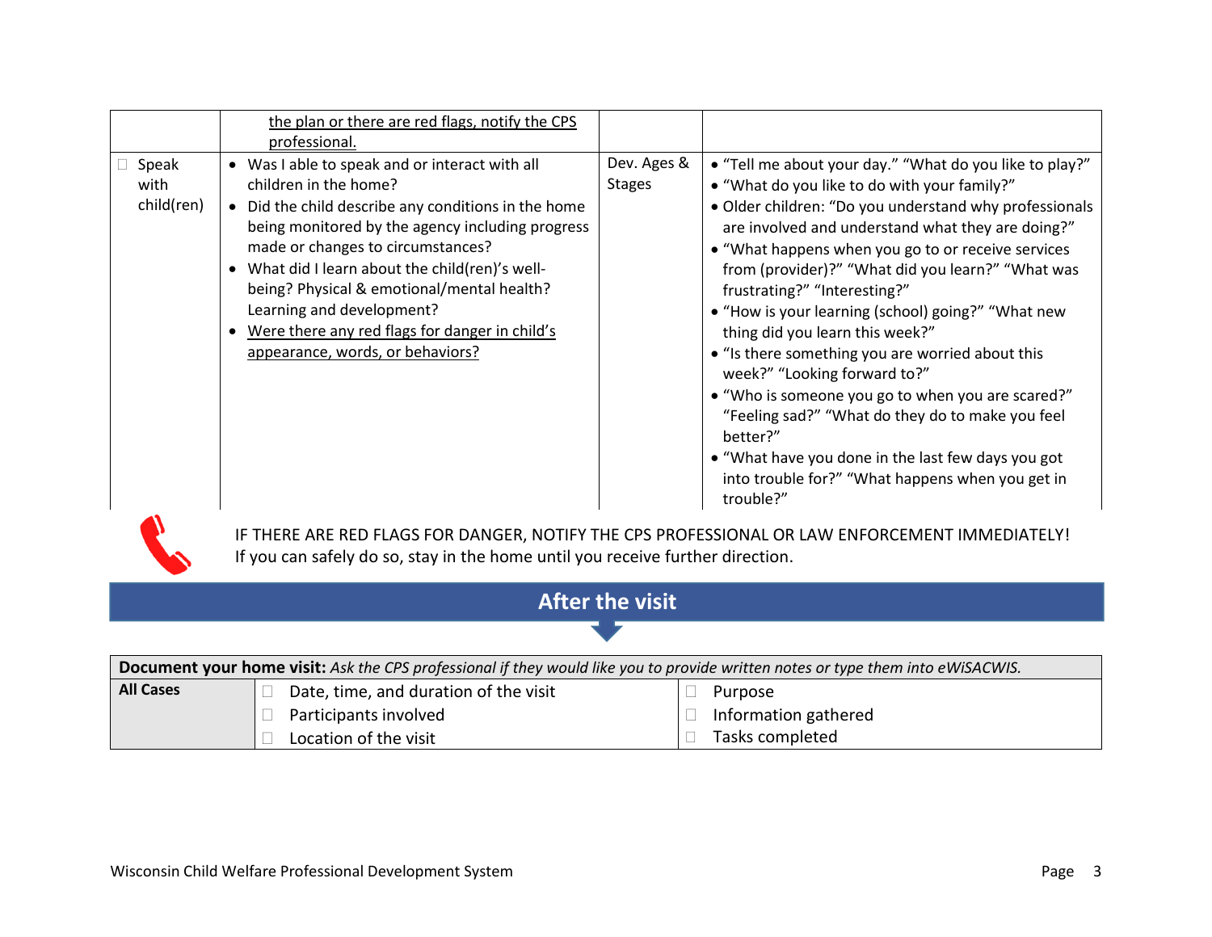| | | | |
|---|---|---|---|
| | the plan or there are red flags, notify the CPS professional. | | |
| ☐ Speak with child(ren) | • Was I able to speak and or interact with all children in the home?<br>• Did the child describe any conditions in the home being monitored by the agency including progress made or changes to circumstances?<br>• What did I learn about the child(ren)'s well-being? Physical & emotional/mental health? Learning and development?<br>• Were there any red flags for danger in child's appearance, words, or behaviors? | Dev. Ages & Stages | • "Tell me about your day." "What do you like to play?"<br>• "What do you like to do with your family?"<br>• Older children: "Do you understand why professionals are involved and understand what they are doing?"<br>• "What happens when you go to or receive services from (provider)?" "What did you learn?" "What was frustrating?" "Interesting?"<br>• "How is your learning (school) going?" "What new thing did you learn this week?"<br>• "Is there something you are worried about this week?" "Looking forward to?"<br>• "Who is someone you go to when you are scared?" "Feeling sad?" "What do they do to make you feel better?"<br>• "What have you done in the last few days you got into trouble for?" "What happens when you get in trouble?" |

IF THERE ARE RED FLAGS FOR DANGER, NOTIFY THE CPS PROFESSIONAL OR LAW ENFORCEMENT IMMEDIATELY! If you can safely do so, stay in the home until you receive further direction.

## After the visit

| **Document your home visit:** *Ask the CPS professional if they would like you to provide written notes or type them into eWiSACWIS.* | | |
|---|---|---|
| **All Cases** | ☐ Date, time, and duration of the visit<br>☐ Participants involved<br>☐ Location of the visit | ☐ Purpose<br>☐ Information gathered<br>☐ Tasks completed |